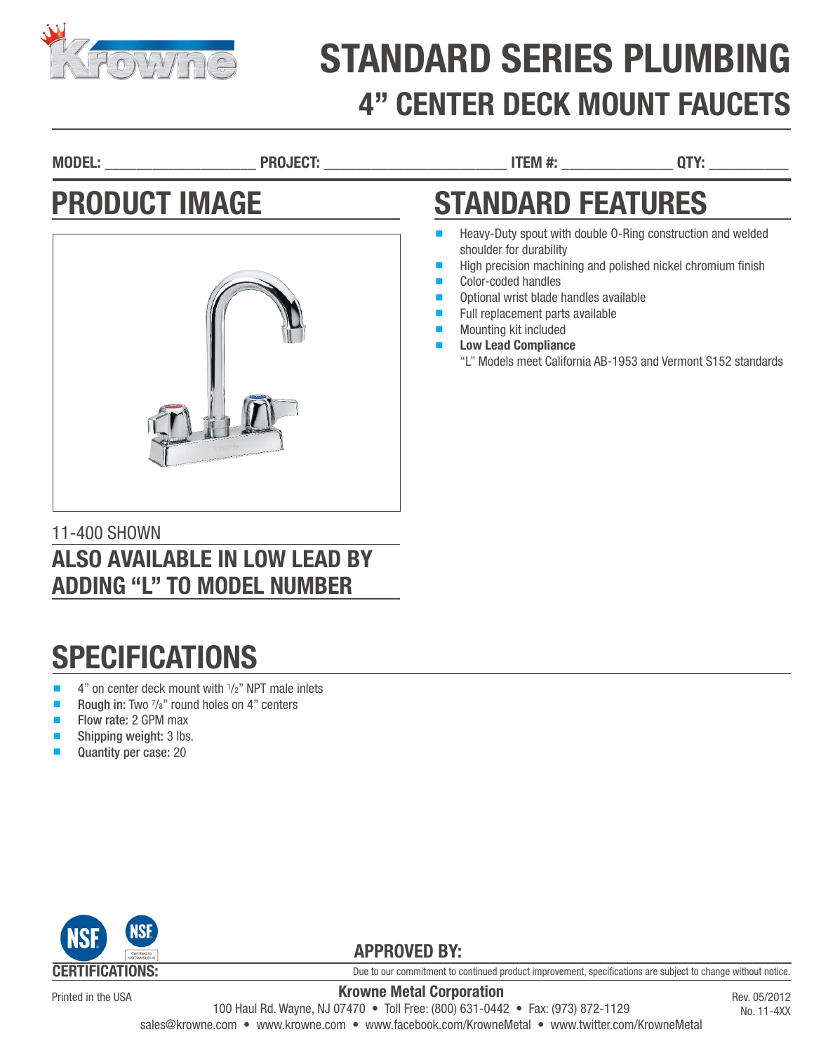# STANDARD SERIES PLUMBING

## 4" CENTER DECK MOUNT FAUCETS

**MODEL:** ____________________ **PROJECT:** ________________________ **ITEM #:** ______________ **QTY:** __________

## PRODUCT IMAGE

11-400 SHOWN

**ALSO AVAILABLE IN LOW LEAD BY ADDING "L" TO MODEL NUMBER**

## STANDARD FEATURES

- Heavy-Duty spout with double O-Ring construction and welded shoulder for durability
- High precision machining and polished nickel chromium finish
- Color-coded handles
- Optional wrist blade handles available
- Full replacement parts available
- Mounting kit included
- **Low Lead Compliance**
  "L" Models meet California AB-1953 and Vermont S152 standards

## SPECIFICATIONS

- 4" on center deck mount with 1/2" NPT male inlets
- **Rough in:** Two 7/8" round holes on 4" centers
- **Flow rate:** 2 GPM max
- **Shipping weight:** 3 lbs.
- **Quantity per case:** 20

**CERTIFICATIONS:**

**APPROVED BY:**

Due to our commitment to continued product improvement, specifications are subject to change without notice.

Printed in the USA

**Krowne Metal Corporation**
100 Haul Rd. Wayne, NJ 07470 • Toll Free: (800) 631-0442 • Fax: (973) 872-1129
sales@krowne.com • www.krowne.com • www.facebook.com/KrowneMetal • www.twitter.com/KrowneMetal

Rev. 05/2012
No. 11-4XX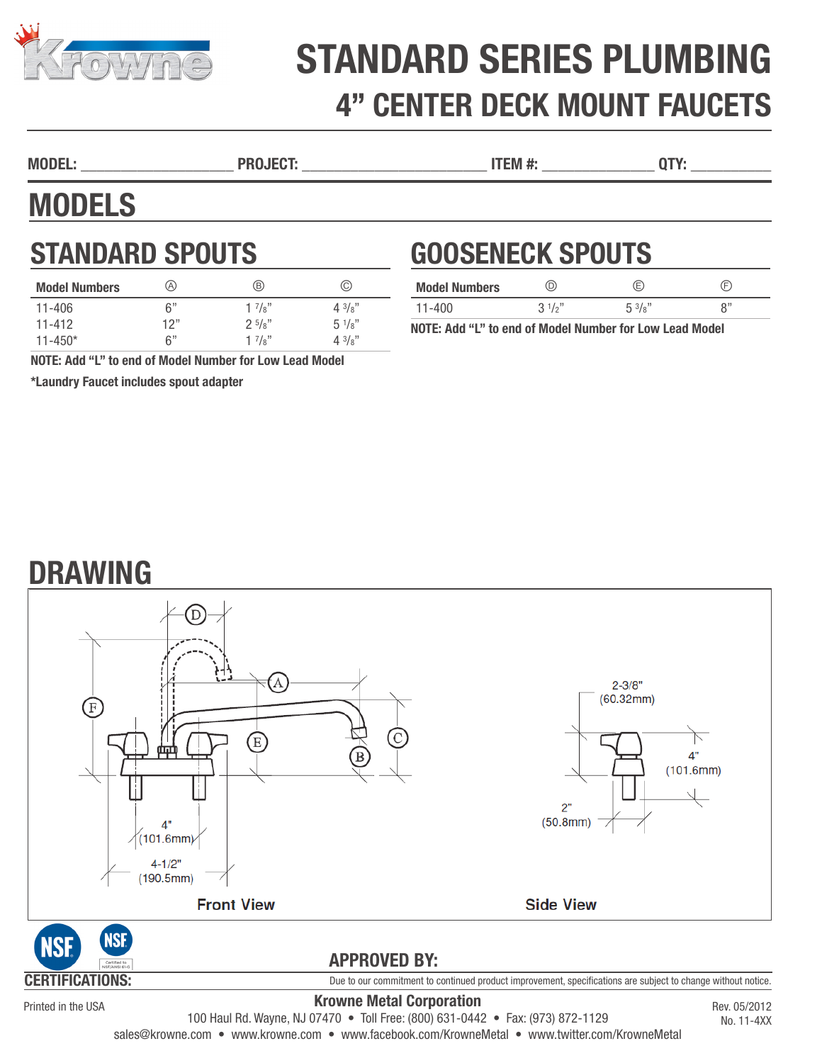# STANDARD SERIES PLUMBING

## 4" CENTER DECK MOUNT FAUCETS

**MODEL:** ____________________ **PROJECT:** ________________________ **ITEM #:** ______________ **QTY:** __________

## MODELS

### STANDARD SPOUTS

| Model Numbers | Ⓐ | Ⓑ | Ⓒ |
|---|---|---|---|
| 11-406 | 6" | 1 7/8" | 4 3/8" |
| 11-412 | 12" | 2 5/8" | 5 1/8" |
| 11-450* | 6" | 1 7/8" | 4 3/8" |

**NOTE: Add "L" to end of Model Number for Low Lead Model**

***Laundry Faucet includes spout adapter**

### GOOSENECK SPOUTS

| Model Numbers | Ⓓ | Ⓔ | Ⓕ |
|---|---|---|---|
| 11-400 | 3 1/2" | 5 3/8" | 8" |

**NOTE: Add "L" to end of Model Number for Low Lead Model**

## DRAWING

D
A
F
E
C
B
4"
(101.6mm)
4-1/2"
(190.5mm)
Front View

2-3/8"
(60.32mm)
4"
(101.6mm)
2"
(50.8mm)
Side View

**CERTIFICATIONS:**

**APPROVED BY:**

Due to our commitment to continued product improvement, specifications are subject to change without notice.

Printed in the USA

**Krowne Metal Corporation**

100 Haul Rd. Wayne, NJ 07470 • Toll Free: (800) 631-0442 • Fax: (973) 872-1129

sales@krowne.com • www.krowne.com • www.facebook.com/KrowneMetal • www.twitter.com/KrowneMetal

Rev. 05/2012
No. 11-4XX